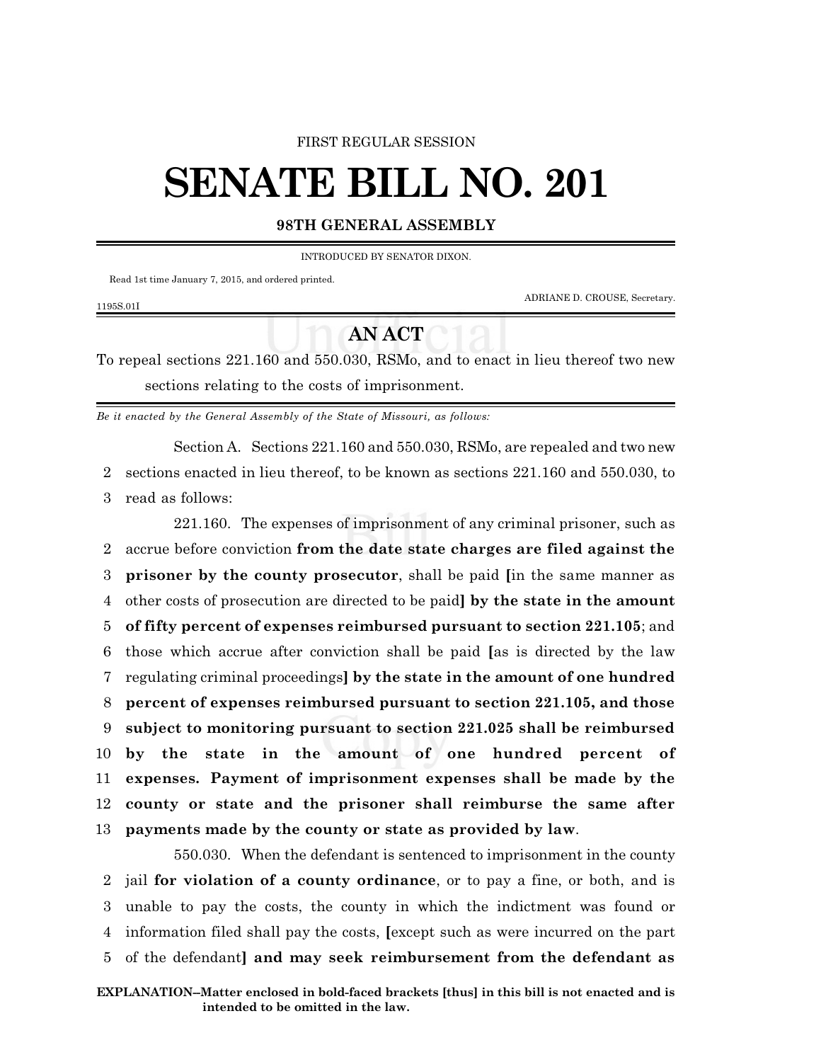FIRST REGULAR SESSION

# SENATE BILL NO. 201

**98TH GENERAL ASSEMBLY**

INTRODUCED BY SENATOR DIXON.

Read 1st time January 7, 2015, and ordered printed.

ADRIANE D. CROUSE, Secretary.

1195S.01I

## AN ACT

To repeal sections 221.160 and 550.030, RSMo, and to enact in lieu thereof two new sections relating to the costs of imprisonment.

*Be it enacted by the General Assembly of the State of Missouri, as follows:*

Section A. Sections 221.160 and 550.030, RSMo, are repealed and two new sections enacted in lieu thereof, to be known as sections 221.160 and 550.030, to read as follows:

221.160. The expenses of imprisonment of any criminal prisoner, such as accrue before conviction **from the date state charges are filed against the prisoner by the county prosecutor**, shall be paid **[**in the same manner as other costs of prosecution are directed to be paid**] by the state in the amount of fifty percent of expenses reimbursed pursuant to section 221.105**; and those which accrue after conviction shall be paid **[**as is directed by the law regulating criminal proceedings**] by the state in the amount of one hundred percent of expenses reimbursed pursuant to section 221.105, and those subject to monitoring pursuant to section 221.025 shall be reimbursed by the state in the amount of one hundred percent of expenses. Payment of imprisonment expenses shall be made by the county or state and the prisoner shall reimburse the same after payments made by the county or state as provided by law**.

550.030. When the defendant is sentenced to imprisonment in the county jail **for violation of a county ordinance**, or to pay a fine, or both, and is unable to pay the costs, the county in which the indictment was found or information filed shall pay the costs, **[**except such as were incurred on the part of the defendant**] and may seek reimbursement from the defendant as**

**EXPLANATION–Matter enclosed in bold-faced brackets [thus] in this bill is not enacted and is intended to be omitted in the law.**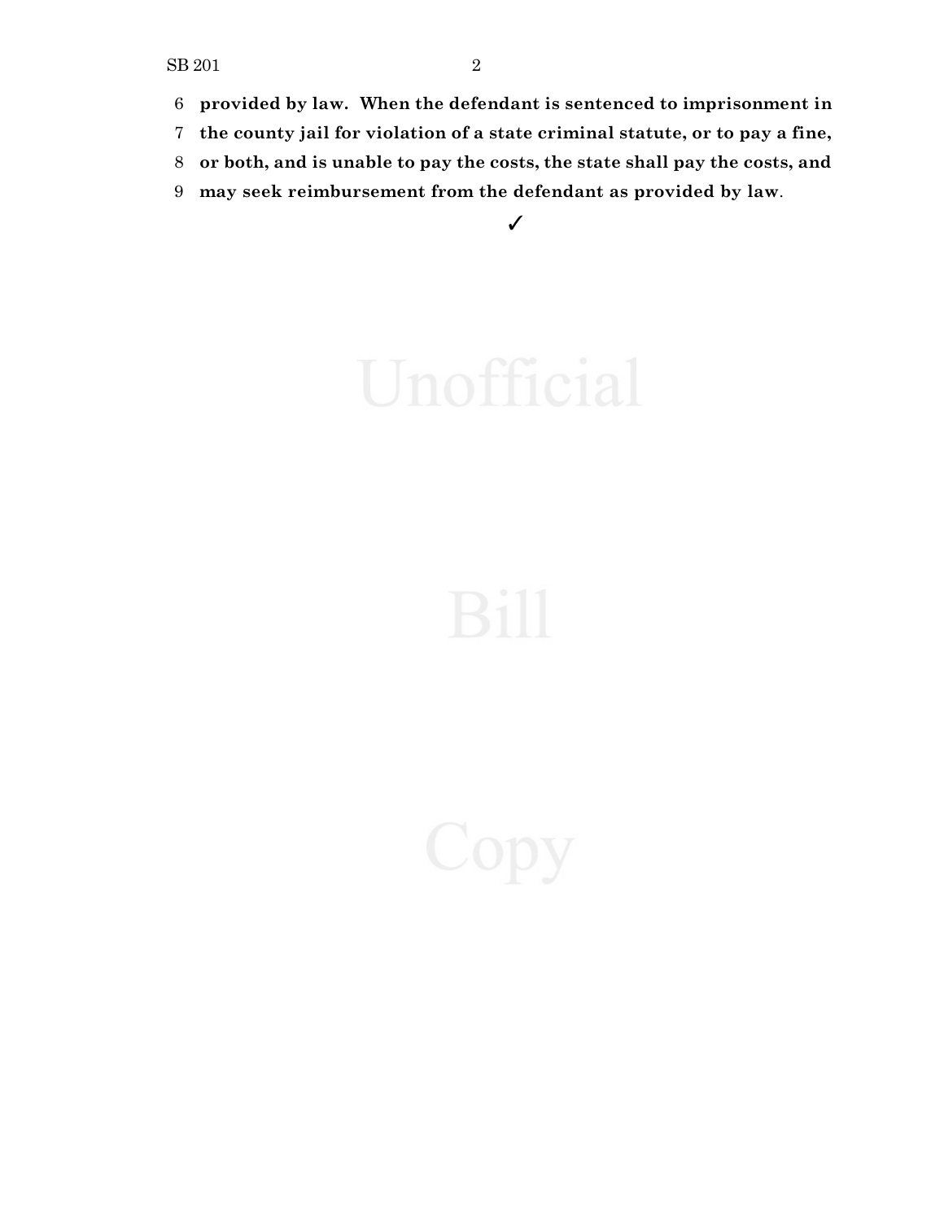**provided by law. When the defendant is sentenced to imprisonment in the county jail for violation of a state criminal statute, or to pay a fine, or both, and is unable to pay the costs, the state shall pay the costs, and may seek reimbursement from the defendant as provided by law**.

✓